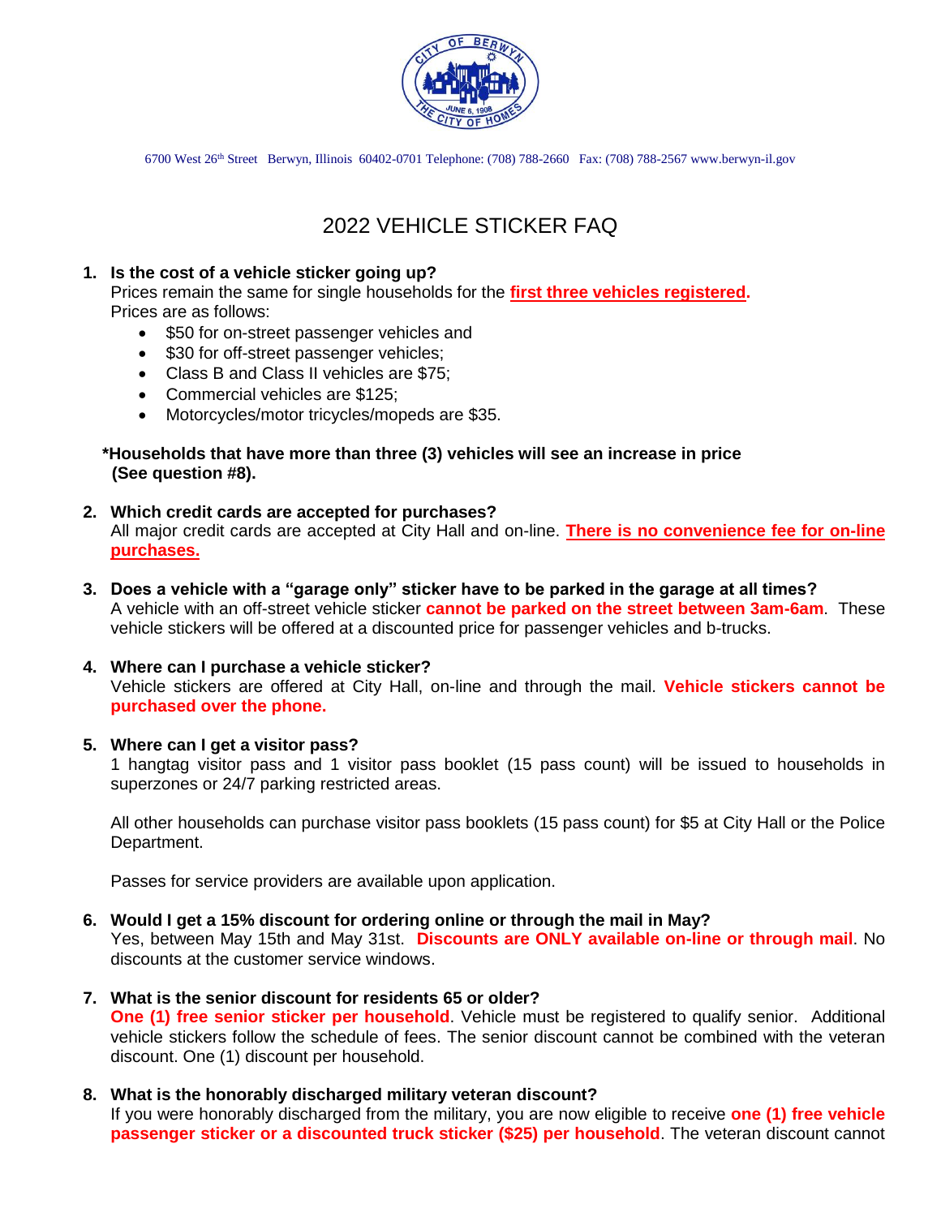6700 West 26th Street Berwyn, Illinois 60402-0701 Telephone: (708) 788-2660 Fax: (708) 788-2567 www.berwyn-il.gov

# 2022 VEHICLE STICKER FAQ

1. **Is the cost of a vehicle sticker going up?**
   Prices remain the same for single households for the **first three vehicles registered**.
   Prices are as follows:
   - $50 for on-street passenger vehicles and
   - $30 for off-street passenger vehicles;
   - Class B and Class II vehicles are $75;
   - Commercial vehicles are $125;
   - Motorcycles/motor tricycles/mopeds are $35.

   **\*Households that have more than three (3) vehicles will see an increase in price (See question #8).**

2. **Which credit cards are accepted for purchases?**
   All major credit cards are accepted at City Hall and on-line. **There is no convenience fee for on-line purchases.**

3. **Does a vehicle with a "garage only" sticker have to be parked in the garage at all times?**
   A vehicle with an off-street vehicle sticker **cannot be parked on the street between 3am-6am**. These vehicle stickers will be offered at a discounted price for passenger vehicles and b-trucks.

4. **Where can I purchase a vehicle sticker?**
   Vehicle stickers are offered at City Hall, on-line and through the mail. **Vehicle stickers cannot be purchased over the phone.**

5. **Where can I get a visitor pass?**
   1 hangtag visitor pass and 1 visitor pass booklet (15 pass count) will be issued to households in superzones or 24/7 parking restricted areas.

   All other households can purchase visitor pass booklets (15 pass count) for $5 at City Hall or the Police Department.

   Passes for service providers are available upon application.

6. **Would I get a 15% discount for ordering online or through the mail in May?**
   Yes, between May 15th and May 31st. **Discounts are ONLY available on-line or through mail**. No discounts at the customer service windows.

7. **What is the senior discount for residents 65 or older?**
   **One (1) free senior sticker per household**. Vehicle must be registered to qualify senior. Additional vehicle stickers follow the schedule of fees. The senior discount cannot be combined with the veteran discount. One (1) discount per household.

8. **What is the honorably discharged military veteran discount?**
   If you were honorably discharged from the military, you are now eligible to receive **one (1) free vehicle passenger sticker or a discounted truck sticker ($25) per household**. The veteran discount cannot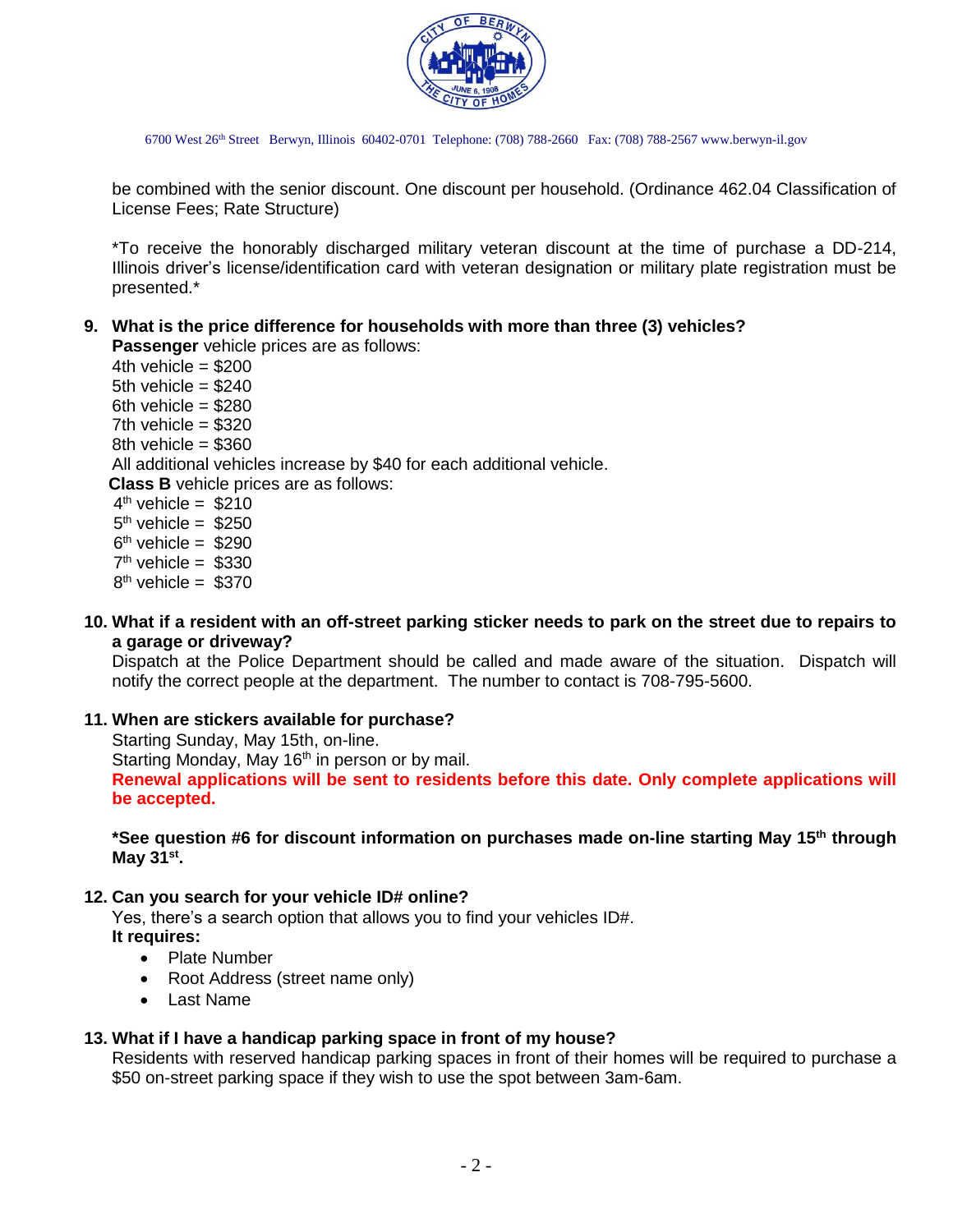be combined with the senior discount. One discount per household. (Ordinance 462.04 Classification of License Fees; Rate Structure)

*To receive the honorably discharged military veteran discount at the time of purchase a DD-214, Illinois driver's license/identification card with veteran designation or military plate registration must be presented.*

**9. What is the price difference for households with more than three (3) vehicles?**

**Passenger** vehicle prices are as follows:
4th vehicle = $200
5th vehicle = $240
6th vehicle = $280
7th vehicle = $320
8th vehicle = $360
All additional vehicles increase by $40 for each additional vehicle.

**Class B** vehicle prices are as follows:
4th vehicle = $210
5th vehicle = $250
6th vehicle = $290
7th vehicle = $330
8th vehicle = $370

**10. What if a resident with an off-street parking sticker needs to park on the street due to repairs to a garage or driveway?**

Dispatch at the Police Department should be called and made aware of the situation. Dispatch will notify the correct people at the department. The number to contact is 708-795-5600.

**11. When are stickers available for purchase?**

Starting Sunday, May 15th, on-line.
Starting Monday, May 16th in person or by mail.
**Renewal applications will be sent to residents before this date. Only complete applications will be accepted.**

***See question #6 for discount information on purchases made on-line starting May 15th through May 31st.**

**12. Can you search for your vehicle ID# online?**

Yes, there's a search option that allows you to find your vehicles ID#.
**It requires:**

- Plate Number
- Root Address (street name only)
- Last Name

**13. What if I have a handicap parking space in front of my house?**

Residents with reserved handicap parking spaces in front of their homes will be required to purchase a $50 on-street parking space if they wish to use the spot between 3am-6am.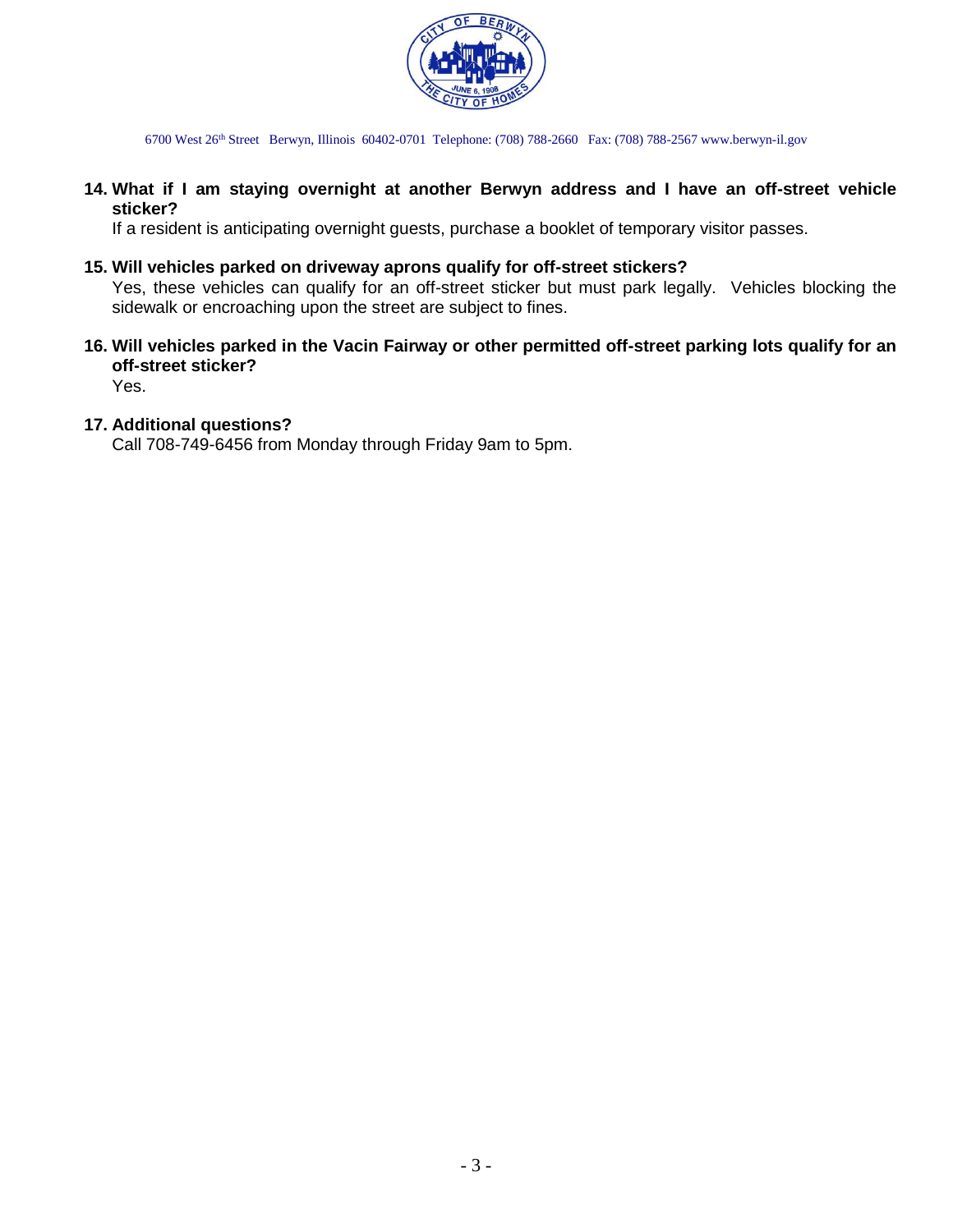6700 West 26th Street Berwyn, Illinois 60402-0701 Telephone: (708) 788-2660 Fax: (708) 788-2567 www.berwyn-il.gov

**14. What if I am staying overnight at another Berwyn address and I have an off-street vehicle sticker?**

If a resident is anticipating overnight guests, purchase a booklet of temporary visitor passes.

**15. Will vehicles parked on driveway aprons qualify for off-street stickers?**

Yes, these vehicles can qualify for an off-street sticker but must park legally. Vehicles blocking the sidewalk or encroaching upon the street are subject to fines.

**16. Will vehicles parked in the Vacin Fairway or other permitted off-street parking lots qualify for an off-street sticker?**

Yes.

**17. Additional questions?**

Call 708-749-6456 from Monday through Friday 9am to 5pm.